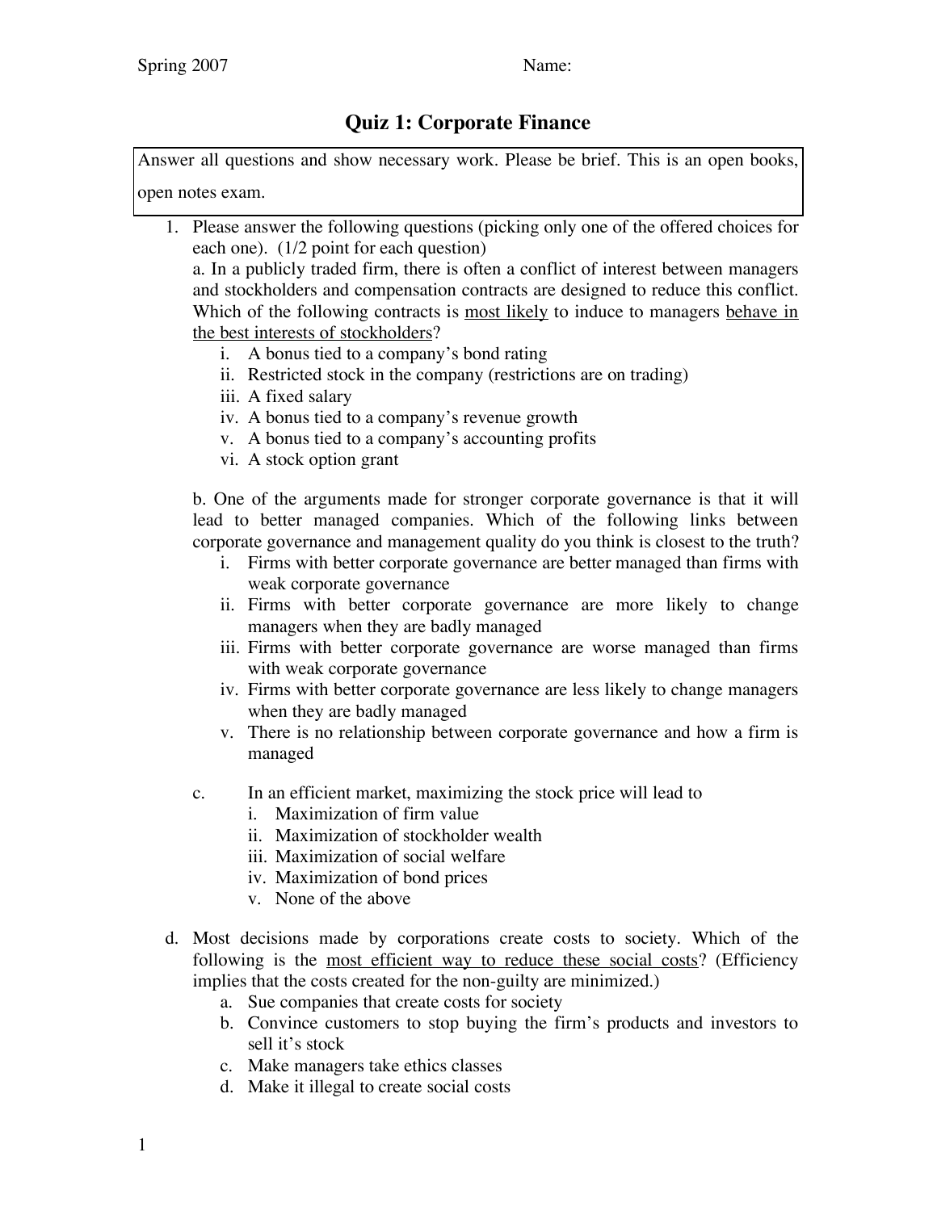Spring 2007 Name:

# Quiz 1: Corporate Finance

Answer all questions and show necessary work. Please be brief. This is an open books, open notes exam.

1. Please answer the following questions (picking only one of the offered choices for each one). (1/2 point for each question)

   a. In a publicly traded firm, there is often a conflict of interest between managers and stockholders and compensation contracts are designed to reduce this conflict. Which of the following contracts is <u>most likely</u> to induce to managers <u>behave in the best interests of stockholders</u>?
      i. A bonus tied to a company's bond rating
      ii. Restricted stock in the company (restrictions are on trading)
      iii. A fixed salary
      iv. A bonus tied to a company's revenue growth
      v. A bonus tied to a company's accounting profits
      vi. A stock option grant

   b. One of the arguments made for stronger corporate governance is that it will lead to better managed companies. Which of the following links between corporate governance and management quality do you think is closest to the truth?
      i. Firms with better corporate governance are better managed than firms with weak corporate governance
      ii. Firms with better corporate governance are more likely to change managers when they are badly managed
      iii. Firms with better corporate governance are worse managed than firms with weak corporate governance
      iv. Firms with better corporate governance are less likely to change managers when they are badly managed
      v. There is no relationship between corporate governance and how a firm is managed

   c. In an efficient market, maximizing the stock price will lead to
      i. Maximization of firm value
      ii. Maximization of stockholder wealth
      iii. Maximization of social welfare
      iv. Maximization of bond prices
      v. None of the above

d. Most decisions made by corporations create costs to society. Which of the following is the <u>most efficient way to reduce these social costs</u>? (Efficiency implies that the costs created for the non-guilty are minimized.)
   a. Sue companies that create costs for society
   b. Convince customers to stop buying the firm's products and investors to sell it's stock
   c. Make managers take ethics classes
   d. Make it illegal to create social costs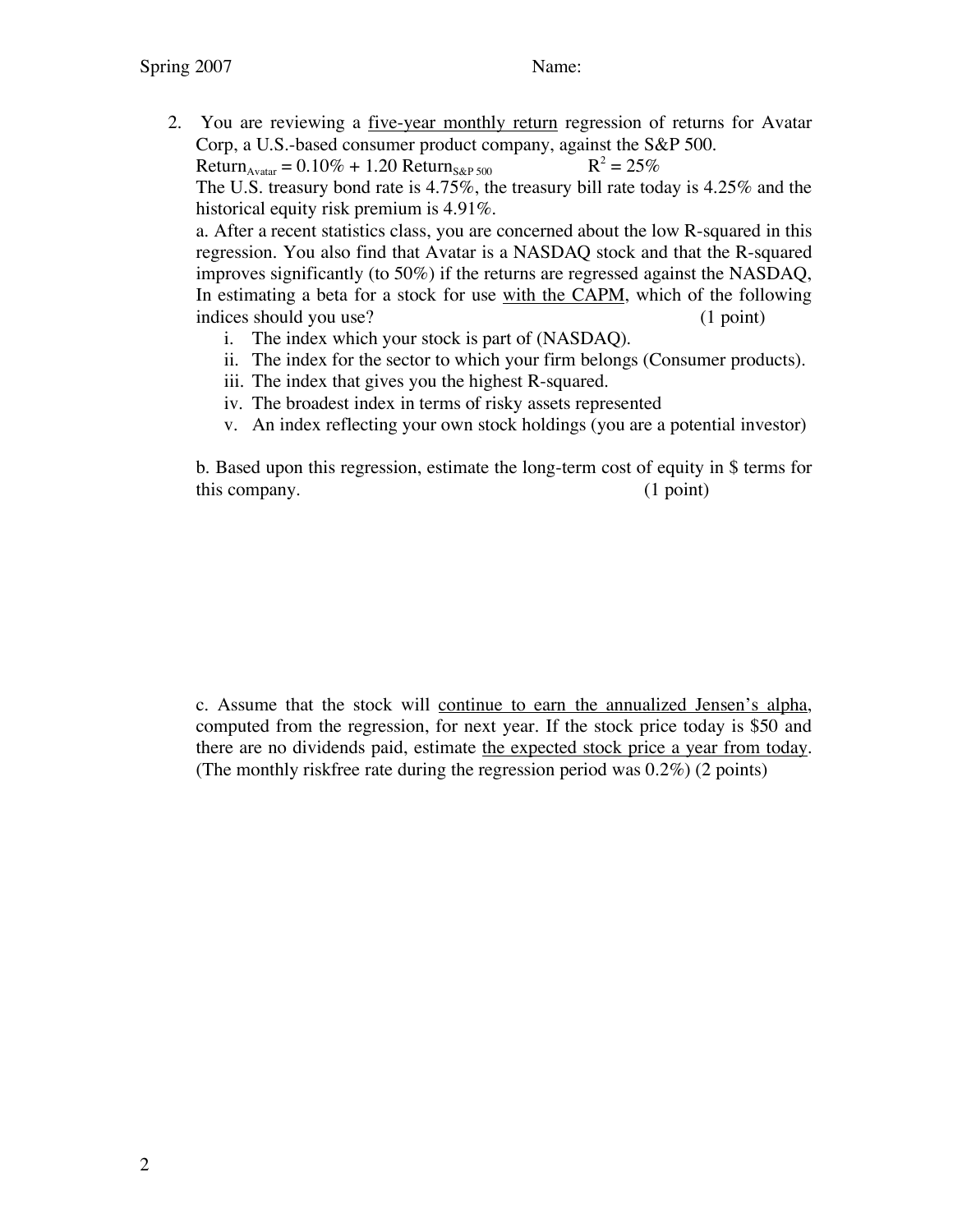2. You are reviewing a <u>five-year monthly return</u> regression of returns for Avatar Corp, a U.S.-based consumer product company, against the S&P 500.

   $\text{Return}_{\text{Avatar}} = 0.10\% + 1.20\ \text{Return}_{\text{S\&P 500}}$ $\qquad R^2 = 25\%$

   The U.S. treasury bond rate is 4.75%, the treasury bill rate today is 4.25% and the historical equity risk premium is 4.91%.

   a. After a recent statistics class, you are concerned about the low R-squared in this regression. You also find that Avatar is a NASDAQ stock and that the R-squared improves significantly (to 50%) if the returns are regressed against the NASDAQ, In estimating a beta for a stock for use <u>with the CAPM</u>, which of the following indices should you use? (1 point)

   i. The index which your stock is part of (NASDAQ).
   ii. The index for the sector to which your firm belongs (Consumer products).
   iii. The index that gives you the highest R-squared.
   iv. The broadest index in terms of risky assets represented
   v. An index reflecting your own stock holdings (you are a potential investor)

   b. Based upon this regression, estimate the long-term cost of equity in $ terms for this company. (1 point)

   c. Assume that the stock will <u>continue to earn the annualized Jensen's alpha</u>, computed from the regression, for next year. If the stock price today is $50 and there are no dividends paid, estimate <u>the expected stock price a year from today</u>. (The monthly riskfree rate during the regression period was 0.2%) (2 points)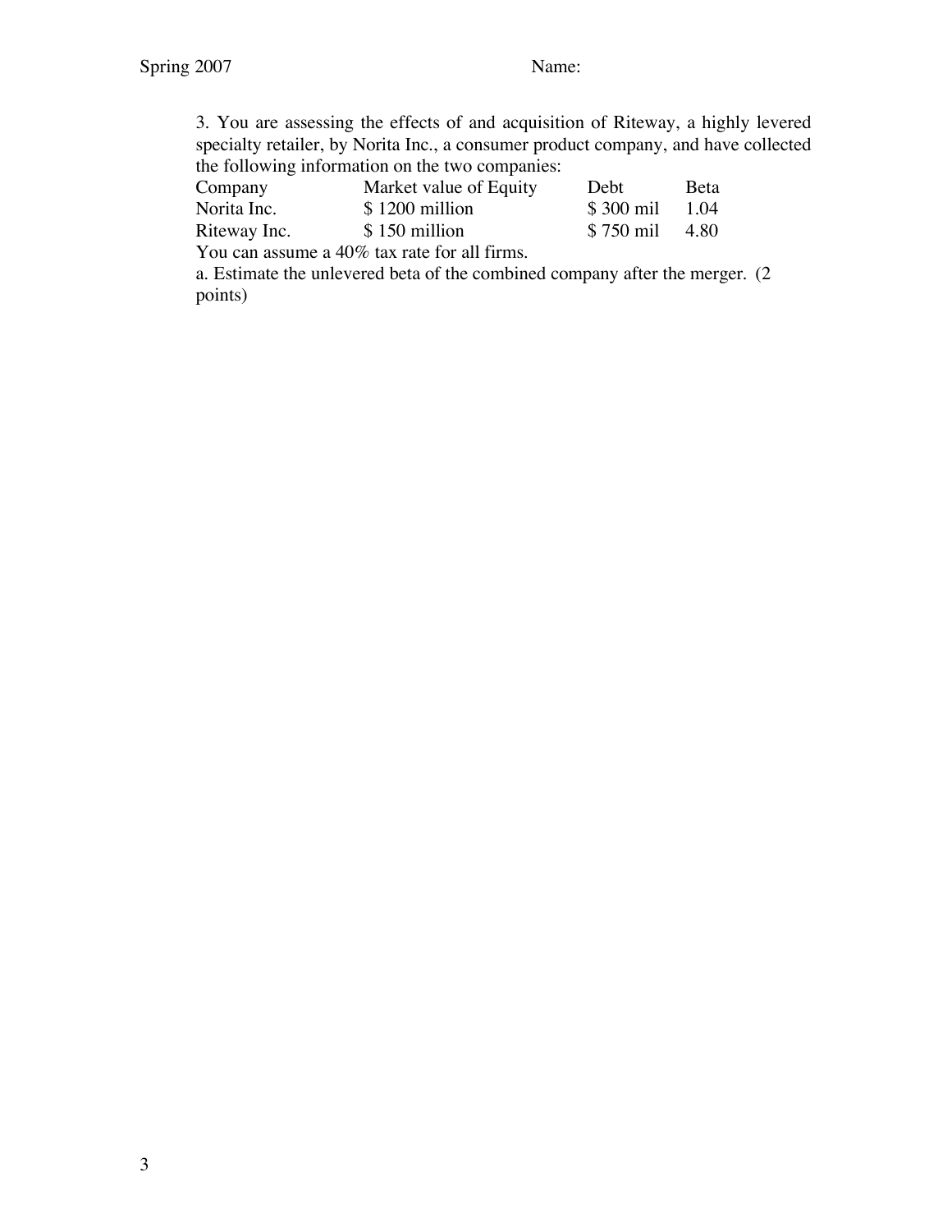3. You are assessing the effects of and acquisition of Riteway, a highly levered specialty retailer, by Norita Inc., a consumer product company, and have collected the following information on the two companies:

| Company | Market value of Equity | Debt | Beta |
|---|---|---|---|
| Norita Inc. | $ 1200 million | $ 300 mil | 1.04 |
| Riteway Inc. | $ 150 million | $ 750 mil | 4.80 |

You can assume a 40% tax rate for all firms.

a. Estimate the unlevered beta of the combined company after the merger. (2 points)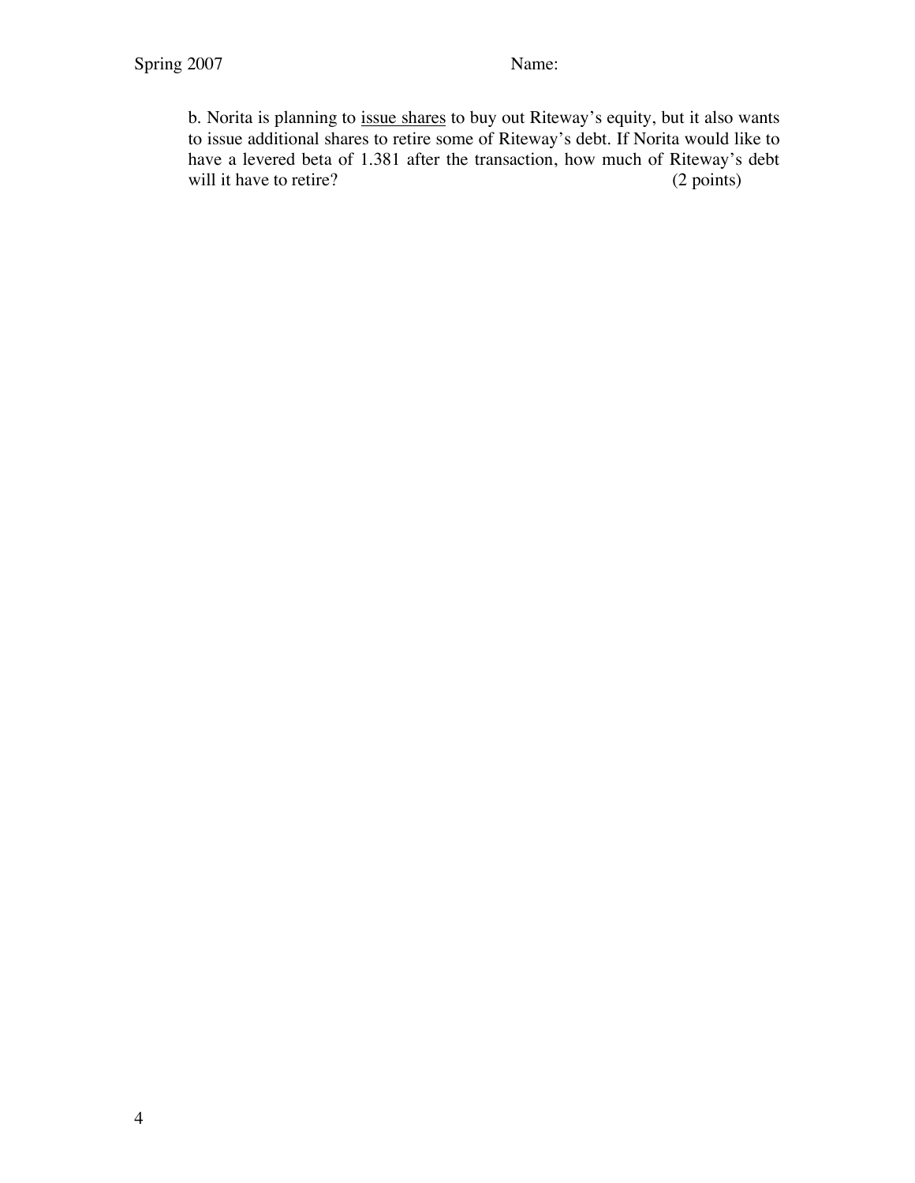b. Norita is planning to <u>issue shares</u> to buy out Riteway's equity, but it also wants to issue additional shares to retire some of Riteway's debt. If Norita would like to have a levered beta of 1.381 after the transaction, how much of Riteway's debt will it have to retire? (2 points)